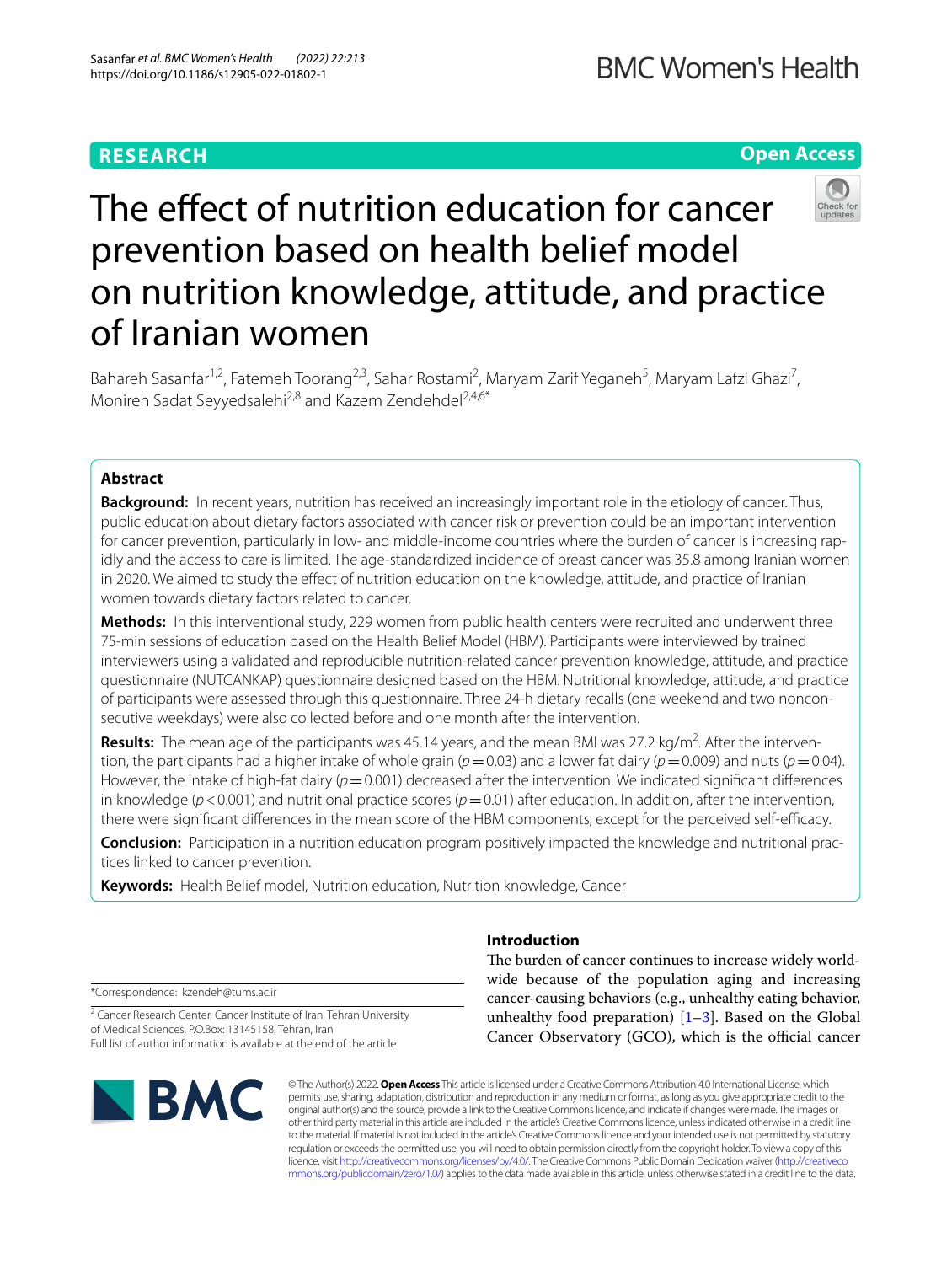**RESEARCH** **Open Access**

# The effect of nutrition education for cancer prevention based on health belief model on nutrition knowledge, attitude, and practice of Iranian women

Bahareh Sasanfar[1,2], Fatemeh Toorang[2,3], Sahar Rostami[2], Maryam Zarif Yeganeh[5], Maryam Lafzi Ghazi[7], Monireh Sadat Seyyedsalehi[2,8] and Kazem Zendehdel[2,4,6*]

## Abstract

**Background:** In recent years, nutrition has received an increasingly important role in the etiology of cancer. Thus, public education about dietary factors associated with cancer risk or prevention could be an important intervention for cancer prevention, particularly in low- and middle-income countries where the burden of cancer is increasing rapidly and the access to care is limited. The age-standardized incidence of breast cancer was 35.8 among Iranian women in 2020. We aimed to study the effect of nutrition education on the knowledge, attitude, and practice of Iranian women towards dietary factors related to cancer.

**Methods:** In this interventional study, 229 women from public health centers were recruited and underwent three 75-min sessions of education based on the Health Belief Model (HBM). Participants were interviewed by trained interviewers using a validated and reproducible nutrition-related cancer prevention knowledge, attitude, and practice questionnaire (NUTCANKAP) questionnaire designed based on the HBM. Nutritional knowledge, attitude, and practice of participants were assessed through this questionnaire. Three 24-h dietary recalls (one weekend and two nonconsecutive weekdays) were also collected before and one month after the intervention.

**Results:** The mean age of the participants was 45.14 years, and the mean BMI was 27.2 kg/m$^2$. After the intervention, the participants had a higher intake of whole grain ($p = 0.03$) and a lower fat dairy ($p = 0.009$) and nuts ($p = 0.04$). However, the intake of high-fat dairy ($p = 0.001$) decreased after the intervention. We indicated significant differences in knowledge ($p < 0.001$) and nutritional practice scores ($p = 0.01$) after education. In addition, after the intervention, there were significant differences in the mean score of the HBM components, except for the perceived self-efficacy.

**Conclusion:** Participation in a nutrition education program positively impacted the knowledge and nutritional practices linked to cancer prevention.

**Keywords:** Health Belief model, Nutrition education, Nutrition knowledge, Cancer

## Introduction

The burden of cancer continues to increase widely worldwide because of the population aging and increasing cancer-causing behaviors (e.g., unhealthy eating behavior, unhealthy food preparation) [1–3]. Based on the Global Cancer Observatory (GCO), which is the official cancer

*Correspondence: kzendeh@tums.ac.ir

[2] Cancer Research Center, Cancer Institute of Iran, Tehran University of Medical Sciences, P.O.Box: 13145158, Tehran, Iran
Full list of author information is available at the end of the article

© The Author(s) 2022. **Open Access** This article is licensed under a Creative Commons Attribution 4.0 International License, which permits use, sharing, adaptation, distribution and reproduction in any medium or format, as long as you give appropriate credit to the original author(s) and the source, provide a link to the Creative Commons licence, and indicate if changes were made. The images or other third party material in this article are included in the article's Creative Commons licence, unless indicated otherwise in a credit line to the material. If material is not included in the article's Creative Commons licence and your intended use is not permitted by statutory regulation or exceeds the permitted use, you will need to obtain permission directly from the copyright holder. To view a copy of this licence, visit http://creativecommons.org/licenses/by/4.0/. The Creative Commons Public Domain Dedication waiver (http://creativecommons.org/publicdomain/zero/1.0/) applies to the data made available in this article, unless otherwise stated in a credit line to the data.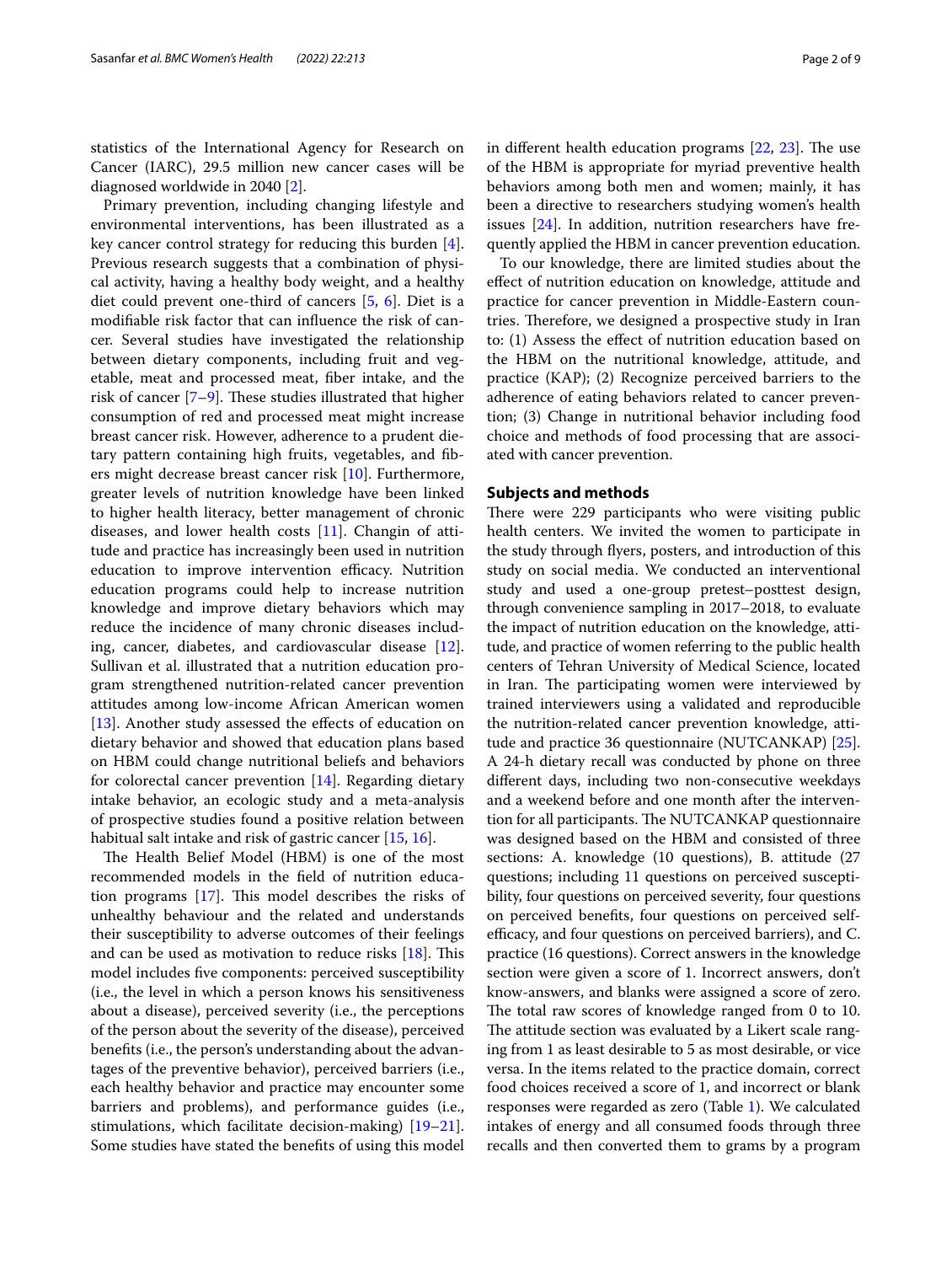statistics of the International Agency for Research on Cancer (IARC), 29.5 million new cancer cases will be diagnosed worldwide in 2040 [2].

Primary prevention, including changing lifestyle and environmental interventions, has been illustrated as a key cancer control strategy for reducing this burden [4]. Previous research suggests that a combination of physical activity, having a healthy body weight, and a healthy diet could prevent one-third of cancers [5, 6]. Diet is a modifiable risk factor that can influence the risk of cancer. Several studies have investigated the relationship between dietary components, including fruit and vegetable, meat and processed meat, fiber intake, and the risk of cancer [7–9]. These studies illustrated that higher consumption of red and processed meat might increase breast cancer risk. However, adherence to a prudent dietary pattern containing high fruits, vegetables, and fibers might decrease breast cancer risk [10]. Furthermore, greater levels of nutrition knowledge have been linked to higher health literacy, better management of chronic diseases, and lower health costs [11]. Changin of attitude and practice has increasingly been used in nutrition education to improve intervention efficacy. Nutrition education programs could help to increase nutrition knowledge and improve dietary behaviors which may reduce the incidence of many chronic diseases including, cancer, diabetes, and cardiovascular disease [12]. Sullivan et al. illustrated that a nutrition education program strengthened nutrition-related cancer prevention attitudes among low-income African American women [13]. Another study assessed the effects of education on dietary behavior and showed that education plans based on HBM could change nutritional beliefs and behaviors for colorectal cancer prevention [14]. Regarding dietary intake behavior, an ecologic study and a meta-analysis of prospective studies found a positive relation between habitual salt intake and risk of gastric cancer [15, 16].

The Health Belief Model (HBM) is one of the most recommended models in the field of nutrition education programs [17]. This model describes the risks of unhealthy behaviour and the related and understands their susceptibility to adverse outcomes of their feelings and can be used as motivation to reduce risks [18]. This model includes five components: perceived susceptibility (i.e., the level in which a person knows his sensitiveness about a disease), perceived severity (i.e., the perceptions of the person about the severity of the disease), perceived benefits (i.e., the person's understanding about the advantages of the preventive behavior), perceived barriers (i.e., each healthy behavior and practice may encounter some barriers and problems), and performance guides (i.e., stimulations, which facilitate decision-making) [19–21]. Some studies have stated the benefits of using this model in different health education programs [22, 23]. The use of the HBM is appropriate for myriad preventive health behaviors among both men and women; mainly, it has been a directive to researchers studying women's health issues [24]. In addition, nutrition researchers have frequently applied the HBM in cancer prevention education.

To our knowledge, there are limited studies about the effect of nutrition education on knowledge, attitude and practice for cancer prevention in Middle-Eastern countries. Therefore, we designed a prospective study in Iran to: (1) Assess the effect of nutrition education based on the HBM on the nutritional knowledge, attitude, and practice (KAP); (2) Recognize perceived barriers to the adherence of eating behaviors related to cancer prevention; (3) Change in nutritional behavior including food choice and methods of food processing that are associated with cancer prevention.

## Subjects and methods

There were 229 participants who were visiting public health centers. We invited the women to participate in the study through flyers, posters, and introduction of this study on social media. We conducted an interventional study and used a one-group pretest–posttest design, through convenience sampling in 2017–2018, to evaluate the impact of nutrition education on the knowledge, attitude, and practice of women referring to the public health centers of Tehran University of Medical Science, located in Iran. The participating women were interviewed by trained interviewers using a validated and reproducible the nutrition-related cancer prevention knowledge, attitude and practice 36 questionnaire (NUTCANKAP) [25]. A 24-h dietary recall was conducted by phone on three different days, including two non-consecutive weekdays and a weekend before and one month after the intervention for all participants. The NUTCANKAP questionnaire was designed based on the HBM and consisted of three sections: A. knowledge (10 questions), B. attitude (27 questions; including 11 questions on perceived susceptibility, four questions on perceived severity, four questions on perceived benefits, four questions on perceived self-efficacy, and four questions on perceived barriers), and C. practice (16 questions). Correct answers in the knowledge section were given a score of 1. Incorrect answers, don't know-answers, and blanks were assigned a score of zero. The total raw scores of knowledge ranged from 0 to 10. The attitude section was evaluated by a Likert scale ranging from 1 as least desirable to 5 as most desirable, or vice versa. In the items related to the practice domain, correct food choices received a score of 1, and incorrect or blank responses were regarded as zero (Table 1). We calculated intakes of energy and all consumed foods through three recalls and then converted them to grams by a program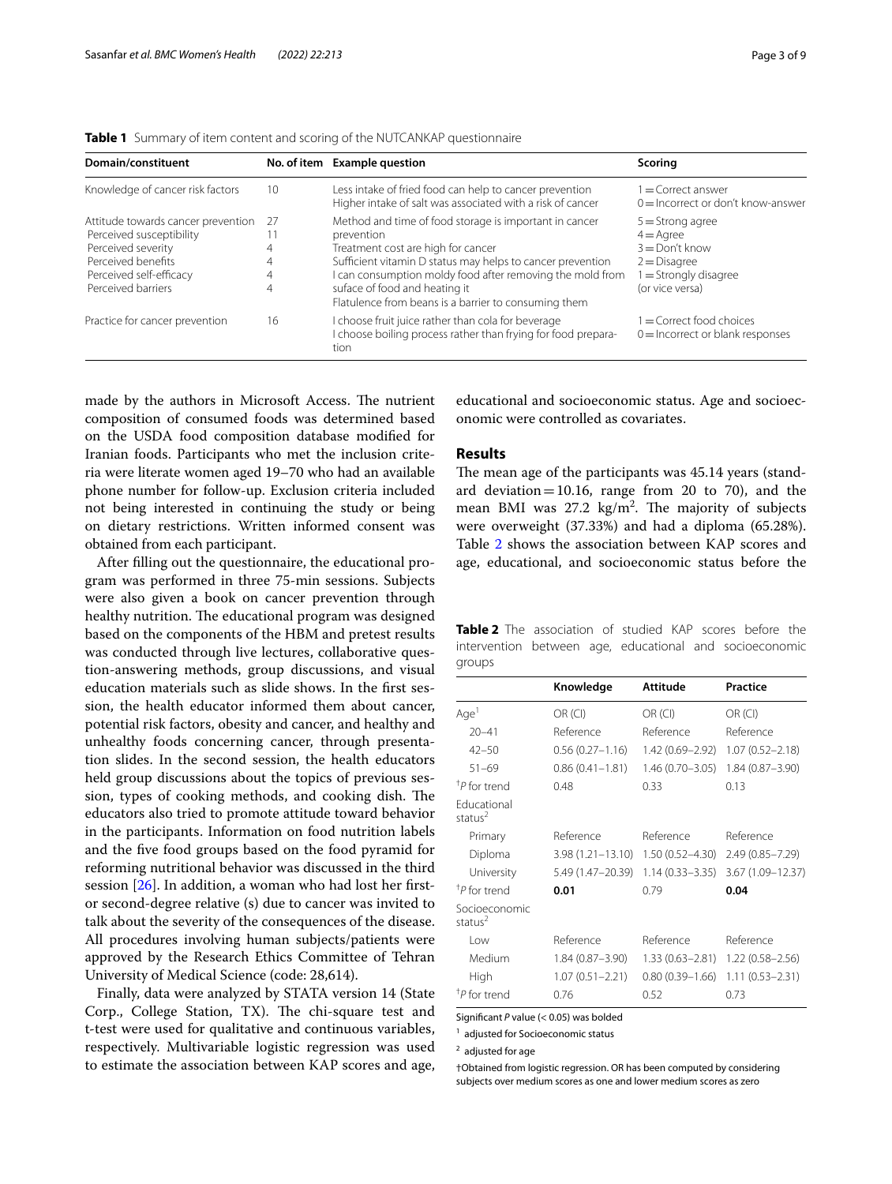**Table 1** Summary of item content and scoring of the NUTCANKAP questionnaire

| Domain/constituent | No. of item | Example question | Scoring |
|---|---|---|---|
| Knowledge of cancer risk factors | 10 | Less intake of fried food can help to cancer prevention<br>Higher intake of salt was associated with a risk of cancer | 1 = Correct answer<br>0 = Incorrect or don't know-answer |
| Attitude towards cancer prevention<br>Perceived susceptibility<br>Perceived severity<br>Perceived benefits<br>Perceived self-efficacy<br>Perceived barriers | 27<br>11<br>4<br>4<br>4<br>4 | Method and time of food storage is important in cancer prevention<br>Treatment cost are high for cancer<br>Sufficient vitamin D status may helps to cancer prevention<br>I can consumption moldy food after removing the mold from suface of food and heating it<br>Flatulence from beans is a barrier to consuming them | 5 = Strong agree<br>4 = Agree<br>3 = Don't know<br>2 = Disagree<br>1 = Strongly disagree<br>(or vice versa) |
| Practice for cancer prevention | 16 | I choose fruit juice rather than cola for beverage<br>I choose boiling process rather than frying for food preparation | 1 = Correct food choices<br>0 = Incorrect or blank responses |

made by the authors in Microsoft Access. The nutrient composition of consumed foods was determined based on the USDA food composition database modified for Iranian foods. Participants who met the inclusion criteria were literate women aged 19–70 who had an available phone number for follow-up. Exclusion criteria included not being interested in continuing the study or being on dietary restrictions. Written informed consent was obtained from each participant.

After filling out the questionnaire, the educational program was performed in three 75-min sessions. Subjects were also given a book on cancer prevention through healthy nutrition. The educational program was designed based on the components of the HBM and pretest results was conducted through live lectures, collaborative question-answering methods, group discussions, and visual education materials such as slide shows. In the first session, the health educator informed them about cancer, potential risk factors, obesity and cancer, and healthy and unhealthy foods concerning cancer, through presentation slides. In the second session, the health educators held group discussions about the topics of previous session, types of cooking methods, and cooking dish. The educators also tried to promote attitude toward behavior in the participants. Information on food nutrition labels and the five food groups based on the food pyramid for reforming nutritional behavior was discussed in the third session [26]. In addition, a woman who had lost her first- or second-degree relative (s) due to cancer was invited to talk about the severity of the consequences of the disease. All procedures involving human subjects/patients were approved by the Research Ethics Committee of Tehran University of Medical Science (code: 28,614).

Finally, data were analyzed by STATA version 14 (State Corp., College Station, TX). The chi-square test and t-test were used for qualitative and continuous variables, respectively. Multivariable logistic regression was used to estimate the association between KAP scores and age, educational and socioeconomic status. Age and socioeconomic were controlled as covariates.

## Results

The mean age of the participants was 45.14 years (standard deviation = 10.16, range from 20 to 70), and the mean BMI was 27.2 kg/m$^2$. The majority of subjects were overweight (37.33%) and had a diploma (65.28%). Table 2 shows the association between KAP scores and age, educational, and socioeconomic status before the

**Table 2** The association of studied KAP scores before the intervention between age, educational and socioeconomic groups

| | Knowledge | Attitude | Practice |
|---|---|---|---|
| Age[1] | OR (CI) | OR (CI) | OR (CI) |
| 20–41 | Reference | Reference | Reference |
| 42–50 | 0.56 (0.27–1.16) | 1.42 (0.69–2.92) | 1.07 (0.52–2.18) |
| 51–69 | 0.86 (0.41–1.81) | 1.46 (0.70–3.05) | 1.84 (0.87–3.90) |
| †P for trend | 0.48 | 0.33 | 0.13 |
| Educational status[2] | | | |
| Primary | Reference | Reference | Reference |
| Diploma | 3.98 (1.21–13.10) | 1.50 (0.52–4.30) | 2.49 (0.85–7.29) |
| University | 5.49 (1.47–20.39) | 1.14 (0.33–3.35) | 3.67 (1.09–12.37) |
| †P for trend | **0.01** | 0.79 | **0.04** |
| Socioeconomic status[2] | | | |
| Low | Reference | Reference | Reference |
| Medium | 1.84 (0.87–3.90) | 1.33 (0.63–2.81) | 1.22 (0.58–2.56) |
| High | 1.07 (0.51–2.21) | 0.80 (0.39–1.66) | 1.11 (0.53–2.31) |
| †P for trend | 0.76 | 0.52 | 0.73 |

Significant *P* value (< 0.05) was bolded

[1] adjusted for Socioeconomic status

[2] adjusted for age

†Obtained from logistic regression. OR has been computed by considering subjects over medium scores as one and lower medium scores as zero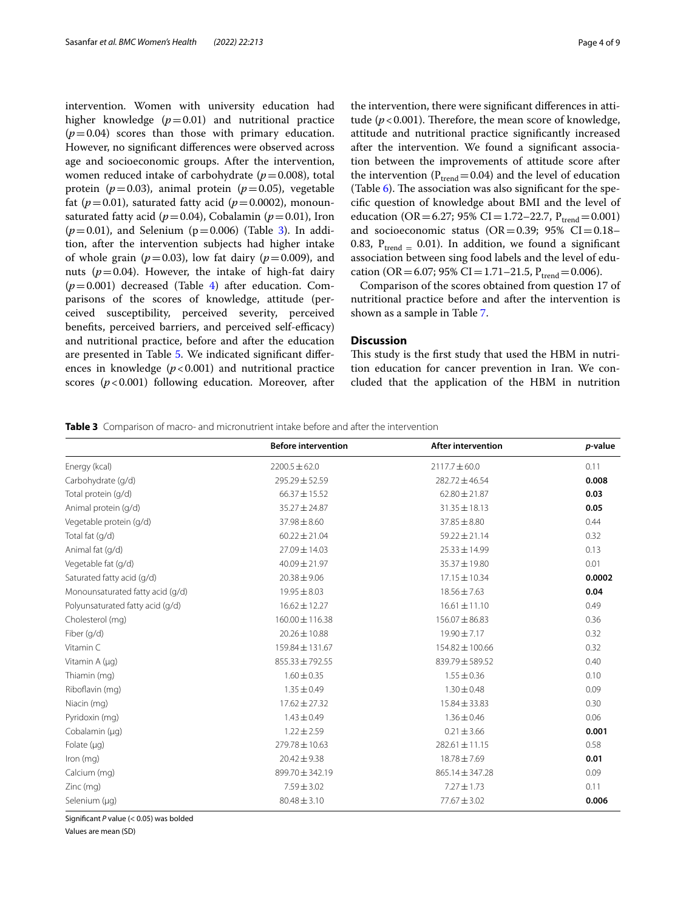intervention. Women with university education had higher knowledge ($p=0.01$) and nutritional practice ($p=0.04$) scores than those with primary education. However, no significant differences were observed across age and socioeconomic groups. After the intervention, women reduced intake of carbohydrate ($p=0.008$), total protein ($p=0.03$), animal protein ($p=0.05$), vegetable fat ($p=0.01$), saturated fatty acid ($p=0.0002$), monounsaturated fatty acid ($p=0.04$), Cobalamin ($p=0.01$), Iron ($p=0.01$), and Selenium ($p=0.006$) (Table 3). In addition, after the intervention subjects had higher intake of whole grain ($p=0.03$), low fat dairy ($p=0.009$), and nuts ($p=0.04$). However, the intake of high-fat dairy ($p=0.001$) decreased (Table 4) after education. Comparisons of the scores of knowledge, attitude (perceived susceptibility, perceived severity, perceived benefits, perceived barriers, and perceived self-efficacy) and nutritional practice, before and after the education are presented in Table 5. We indicated significant differences in knowledge ($p<0.001$) and nutritional practice scores ($p<0.001$) following education. Moreover, after the intervention, there were significant differences in attitude ($p<0.001$). Therefore, the mean score of knowledge, attitude and nutritional practice significantly increased after the intervention. We found a significant association between the improvements of attitude score after the intervention ($P_{trend}=0.04$) and the level of education (Table 6). The association was also significant for the specific question of knowledge about BMI and the level of education (OR = 6.27; 95% CI = 1.72–22.7, $P_{trend}=0.001$) and socioeconomic status (OR = 0.39; 95% CI = 0.18–0.83, $P_{trend}=$ 0.01). In addition, we found a significant association between sing food labels and the level of education (OR = 6.07; 95% CI = 1.71–21.5, $P_{trend}=0.006$).

Comparison of the scores obtained from question 17 of nutritional practice before and after the intervention is shown as a sample in Table 7.

## Discussion

This study is the first study that used the HBM in nutrition education for cancer prevention in Iran. We concluded that the application of the HBM in nutrition

**Table 3** Comparison of macro- and micronutrient intake before and after the intervention

| | Before intervention | After intervention | *p*-value |
|---|---|---|---|
| Energy (kcal) | 2200.5 ± 62.0 | 2117.7 ± 60.0 | 0.11 |
| Carbohydrate (g/d) | 295.29 ± 52.59 | 282.72 ± 46.54 | **0.008** |
| Total protein (g/d) | 66.37 ± 15.52 | 62.80 ± 21.87 | **0.03** |
| Animal protein (g/d) | 35.27 ± 24.87 | 31.35 ± 18.13 | **0.05** |
| Vegetable protein (g/d) | 37.98 ± 8.60 | 37.85 ± 8.80 | 0.44 |
| Total fat (g/d) | 60.22 ± 21.04 | 59.22 ± 21.14 | 0.32 |
| Animal fat (g/d) | 27.09 ± 14.03 | 25.33 ± 14.99 | 0.13 |
| Vegetable fat (g/d) | 40.09 ± 21.97 | 35.37 ± 19.80 | 0.01 |
| Saturated fatty acid (g/d) | 20.38 ± 9.06 | 17.15 ± 10.34 | **0.0002** |
| Monounsaturated fatty acid (g/d) | 19.95 ± 8.03 | 18.56 ± 7.63 | **0.04** |
| Polyunsaturated fatty acid (g/d) | 16.62 ± 12.27 | 16.61 ± 11.10 | 0.49 |
| Cholesterol (mg) | 160.00 ± 116.38 | 156.07 ± 86.83 | 0.36 |
| Fiber (g/d) | 20.26 ± 10.88 | 19.90 ± 7.17 | 0.32 |
| Vitamin C | 159.84 ± 131.67 | 154.82 ± 100.66 | 0.32 |
| Vitamin A (μg) | 855.33 ± 792.55 | 839.79 ± 589.52 | 0.40 |
| Thiamin (mg) | 1.60 ± 0.35 | 1.55 ± 0.36 | 0.10 |
| Riboflavin (mg) | 1.35 ± 0.49 | 1.30 ± 0.48 | 0.09 |
| Niacin (mg) | 17.62 ± 27.32 | 15.84 ± 33.83 | 0.30 |
| Pyridoxin (mg) | 1.43 ± 0.49 | 1.36 ± 0.46 | 0.06 |
| Cobalamin (μg) | 1.22 ± 2.59 | 0.21 ± 3.66 | **0.001** |
| Folate (μg) | 279.78 ± 10.63 | 282.61 ± 11.15 | 0.58 |
| Iron (mg) | 20.42 ± 9.38 | 18.78 ± 7.69 | **0.01** |
| Calcium (mg) | 899.70 ± 342.19 | 865.14 ± 347.28 | 0.09 |
| Zinc (mg) | 7.59 ± 3.02 | 7.27 ± 1.73 | 0.11 |
| Selenium (μg) | 80.48 ± 3.10 | 77.67 ± 3.02 | **0.006** |

Significant *P* value (< 0.05) was bolded

Values are mean (SD)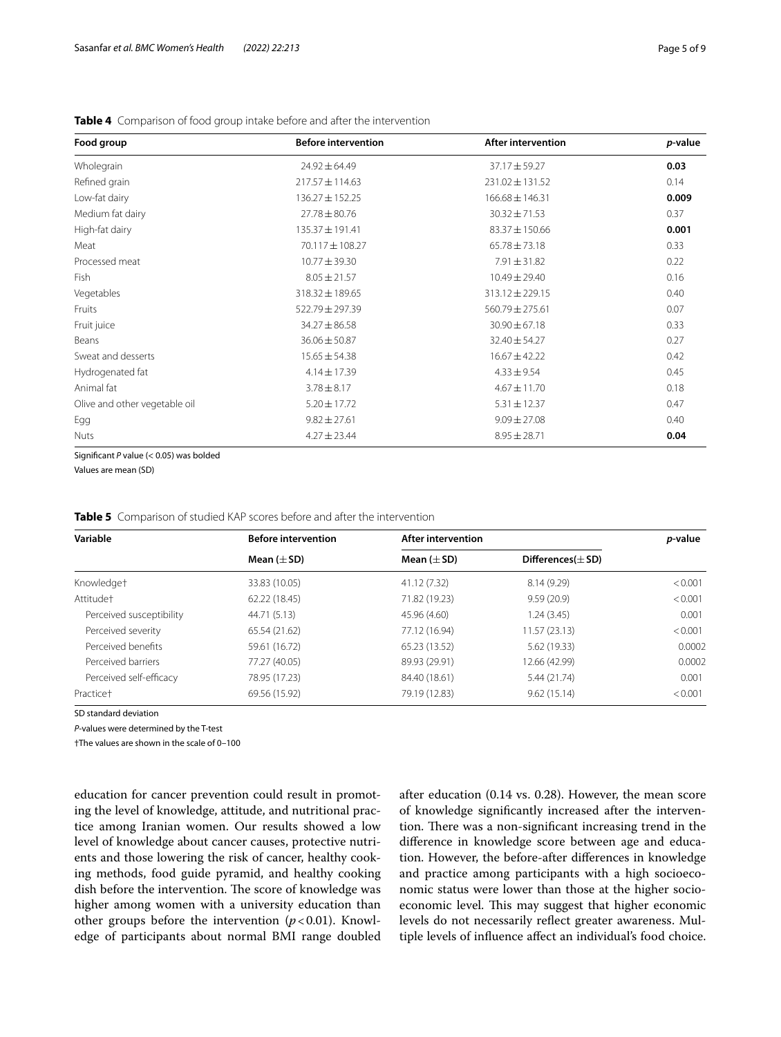**Table 4** Comparison of food group intake before and after the intervention

| Food group | Before intervention | After intervention | *p*-value |
|---|---|---|---|
| Wholegrain | 24.92 ± 64.49 | 37.17 ± 59.27 | **0.03** |
| Refined grain | 217.57 ± 114.63 | 231.02 ± 131.52 | 0.14 |
| Low-fat dairy | 136.27 ± 152.25 | 166.68 ± 146.31 | **0.009** |
| Medium fat dairy | 27.78 ± 80.76 | 30.32 ± 71.53 | 0.37 |
| High-fat dairy | 135.37 ± 191.41 | 83.37 ± 150.66 | **0.001** |
| Meat | 70.117 ± 108.27 | 65.78 ± 73.18 | 0.33 |
| Processed meat | 10.77 ± 39.30 | 7.91 ± 31.82 | 0.22 |
| Fish | 8.05 ± 21.57 | 10.49 ± 29.40 | 0.16 |
| Vegetables | 318.32 ± 189.65 | 313.12 ± 229.15 | 0.40 |
| Fruits | 522.79 ± 297.39 | 560.79 ± 275.61 | 0.07 |
| Fruit juice | 34.27 ± 86.58 | 30.90 ± 67.18 | 0.33 |
| Beans | 36.06 ± 50.87 | 32.40 ± 54.27 | 0.27 |
| Sweat and desserts | 15.65 ± 54.38 | 16.67 ± 42.22 | 0.42 |
| Hydrogenated fat | 4.14 ± 17.39 | 4.33 ± 9.54 | 0.45 |
| Animal fat | 3.78 ± 8.17 | 4.67 ± 11.70 | 0.18 |
| Olive and other vegetable oil | 5.20 ± 17.72 | 5.31 ± 12.37 | 0.47 |
| Egg | 9.82 ± 27.61 | 9.09 ± 27.08 | 0.40 |
| Nuts | 4.27 ± 23.44 | 8.95 ± 28.71 | **0.04** |

Significant *P* value (< 0.05) was bolded

Values are mean (SD)

**Table 5** Comparison of studied KAP scores before and after the intervention

| Variable | Before intervention | After intervention | | *p*-value |
|---|---|---|---|---|
| | Mean (± SD) | Mean (± SD) | Differences(± SD) | |
| Knowledge† | 33.83 (10.05) | 41.12 (7.32) | 8.14 (9.29) | < 0.001 |
| Attitude† | 62.22 (18.45) | 71.82 (19.23) | 9.59 (20.9) | < 0.001 |
| Perceived susceptibility | 44.71 (5.13) | 45.96 (4.60) | 1.24 (3.45) | 0.001 |
| Perceived severity | 65.54 (21.62) | 77.12 (16.94) | 11.57 (23.13) | < 0.001 |
| Perceived benefits | 59.61 (16.72) | 65.23 (13.52) | 5.62 (19.33) | 0.0002 |
| Perceived barriers | 77.27 (40.05) | 89.93 (29.91) | 12.66 (42.99) | 0.0002 |
| Perceived self-efficacy | 78.95 (17.23) | 84.40 (18.61) | 5.44 (21.74) | 0.001 |
| Practice† | 69.56 (15.92) | 79.19 (12.83) | 9.62 (15.14) | < 0.001 |

SD standard deviation

*P*-values were determined by the T-test

†The values are shown in the scale of 0–100

education for cancer prevention could result in promoting the level of knowledge, attitude, and nutritional practice among Iranian women. Our results showed a low level of knowledge about cancer causes, protective nutrients and those lowering the risk of cancer, healthy cooking methods, food guide pyramid, and healthy cooking dish before the intervention. The score of knowledge was higher among women with a university education than other groups before the intervention ($p < 0.01$). Knowledge of participants about normal BMI range doubled after education (0.14 vs. 0.28). However, the mean score of knowledge significantly increased after the intervention. There was a non-significant increasing trend in the difference in knowledge score between age and education. However, the before-after differences in knowledge and practice among participants with a high socioeconomic status were lower than those at the higher socioeconomic level. This may suggest that higher economic levels do not necessarily reflect greater awareness. Multiple levels of influence affect an individual's food choice.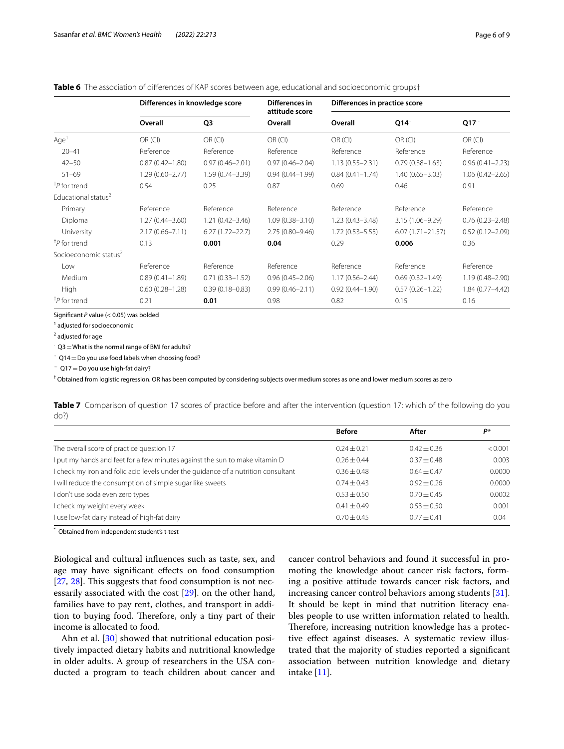**Table 6** The association of differences of KAP scores between age, educational and socioeconomic groups†

| | Differences in knowledge score | | Differences in attitude score | Differences in practice score | | |
|---|---|---|---|---|---|---|
| | Overall | Q3* | Overall | Overall | Q14** | Q17*** |
| Age[1] | OR (CI) | OR (CI) | OR (CI) | OR (CI) | OR (CI) | OR (CI) |
| 20–41 | Reference | Reference | Reference | Reference | Reference | Reference |
| 42–50 | 0.87 (0.42–1.80) | 0.97 (0.46–2.01) | 0.97 (0.46–2.04) | 1.13 (0.55–2.31) | 0.79 (0.38–1.63) | 0.96 (0.41–2.23) |
| 51–69 | 1.29 (0.60–2.77) | 1.59 (0.74–3.39) | 0.94 (0.44–1.99) | 0.84 (0.41–1.74) | 1.40 (0.65–3.03) | 1.06 (0.42–2.65) |
| †*P* for trend | 0.54 | 0.25 | 0.87 | 0.69 | 0.46 | 0.91 |
| Educational status[2] | | | | | | |
| Primary | Reference | Reference | Reference | Reference | Reference | Reference |
| Diploma | 1.27 (0.44–3.60) | 1.21 (0.42–3.46) | 1.09 (0.38–3.10) | 1.23 (0.43–3.48) | 3.15 (1.06–9.29) | 0.76 (0.23–2.48) |
| University | 2.17 (0.66–7.11) | 6.27 (1.72–22.7) | 2.75 (0.80–9.46) | 1.72 (0.53–5.55) | 6.07 (1.71–21.57) | 0.52 (0.12–2.09) |
| †*P* for trend | 0.13 | **0.001** | **0.04** | 0.29 | **0.006** | 0.36 |
| Socioeconomic status[2] | | | | | | |
| Low | Reference | Reference | Reference | Reference | Reference | Reference |
| Medium | 0.89 (0.41–1.89) | 0.71 (0.33–1.52) | 0.96 (0.45–2.06) | 1.17 (0.56–2.44) | 0.69 (0.32–1.49) | 1.19 (0.48–2.90) |
| High | 0.60 (0.28–1.28) | 0.39 (0.18–0.83) | 0.99 (0.46–2.11) | 0.92 (0.44–1.90) | 0.57 (0.26–1.22) | 1.84 (0.77–4.42) |
| †*P* for trend | 0.21 | **0.01** | 0.98 | 0.82 | 0.15 | 0.16 |

Significant *P* value (< 0.05) was bolded

[1] adjusted for socioeconomic

[2] adjusted for age

\* Q3 = What is the normal range of BMI for adults?

\** Q14 = Do you use food labels when choosing food?

\*** Q17 = Do you use high-fat dairy?

† Obtained from logistic regression. OR has been computed by considering subjects over medium scores as one and lower medium scores as zero

**Table 7** Comparison of question 17 scores of practice before and after the intervention (question 17: which of the following do you do?)

| | Before | After | *P** |
|---|---|---|---|
| The overall score of practice question 17 | 0.24 ± 0.21 | 0.42 ± 0.36 | < 0.001 |
| I put my hands and feet for a few minutes against the sun to make vitamin D | 0.26 ± 0.44 | 0.37 ± 0.48 | 0.003 |
| I check my iron and folic acid levels under the guidance of a nutrition consultant | 0.36 ± 0.48 | 0.64 ± 0.47 | 0.0000 |
| I will reduce the consumption of simple sugar like sweets | 0.74 ± 0.43 | 0.92 ± 0.26 | 0.0000 |
| I don't use soda even zero types | 0.53 ± 0.50 | 0.70 ± 0.45 | 0.0002 |
| I check my weight every week | 0.41 ± 0.49 | 0.53 ± 0.50 | 0.001 |
| I use low-fat dairy instead of high-fat dairy | 0.70 ± 0.45 | 0.77 ± 0.41 | 0.04 |

\* Obtained from independent student's t-test

Biological and cultural influences such as taste, sex, and age may have significant effects on food consumption [27, 28]. This suggests that food consumption is not necessarily associated with the cost [29]. on the other hand, families have to pay rent, clothes, and transport in addition to buying food. Therefore, only a tiny part of their income is allocated to food.

Ahn et al. [30] showed that nutritional education positively impacted dietary habits and nutritional knowledge in older adults. A group of researchers in the USA conducted a program to teach children about cancer and cancer control behaviors and found it successful in promoting the knowledge about cancer risk factors, forming a positive attitude towards cancer risk factors, and increasing cancer control behaviors among students [31]. It should be kept in mind that nutrition literacy enables people to use written information related to health. Therefore, increasing nutrition knowledge has a protective effect against diseases. A systematic review illustrated that the majority of studies reported a significant association between nutrition knowledge and dietary intake [11].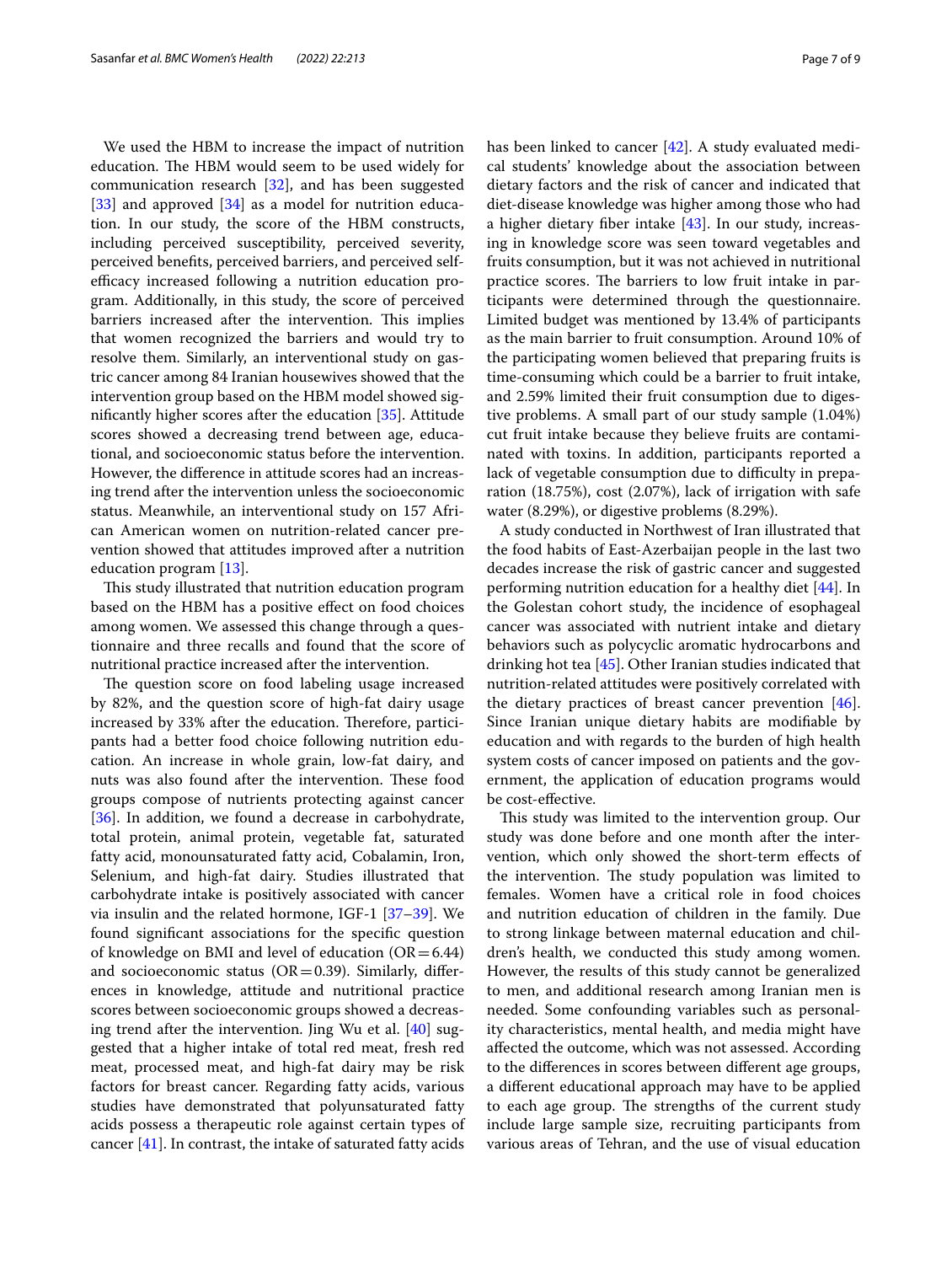We used the HBM to increase the impact of nutrition education. The HBM would seem to be used widely for communication research [32], and has been suggested [33] and approved [34] as a model for nutrition education. In our study, the score of the HBM constructs, including perceived susceptibility, perceived severity, perceived benefits, perceived barriers, and perceived self-efficacy increased following a nutrition education program. Additionally, in this study, the score of perceived barriers increased after the intervention. This implies that women recognized the barriers and would try to resolve them. Similarly, an interventional study on gastric cancer among 84 Iranian housewives showed that the intervention group based on the HBM model showed significantly higher scores after the education [35]. Attitude scores showed a decreasing trend between age, educational, and socioeconomic status before the intervention. However, the difference in attitude scores had an increasing trend after the intervention unless the socioeconomic status. Meanwhile, an interventional study on 157 African American women on nutrition-related cancer prevention showed that attitudes improved after a nutrition education program [13].

This study illustrated that nutrition education program based on the HBM has a positive effect on food choices among women. We assessed this change through a questionnaire and three recalls and found that the score of nutritional practice increased after the intervention.

The question score on food labeling usage increased by 82%, and the question score of high-fat dairy usage increased by 33% after the education. Therefore, participants had a better food choice following nutrition education. An increase in whole grain, low-fat dairy, and nuts was also found after the intervention. These food groups compose of nutrients protecting against cancer [36]. In addition, we found a decrease in carbohydrate, total protein, animal protein, vegetable fat, saturated fatty acid, monounsaturated fatty acid, Cobalamin, Iron, Selenium, and high-fat dairy. Studies illustrated that carbohydrate intake is positively associated with cancer via insulin and the related hormone, IGF-1 [37–39]. We found significant associations for the specific question of knowledge on BMI and level of education (OR = 6.44) and socioeconomic status (OR = 0.39). Similarly, differences in knowledge, attitude and nutritional practice scores between socioeconomic groups showed a decreasing trend after the intervention. Jing Wu et al. [40] suggested that a higher intake of total red meat, fresh red meat, processed meat, and high-fat dairy may be risk factors for breast cancer. Regarding fatty acids, various studies have demonstrated that polyunsaturated fatty acids possess a therapeutic role against certain types of cancer [41]. In contrast, the intake of saturated fatty acids has been linked to cancer [42]. A study evaluated medical students' knowledge about the association between dietary factors and the risk of cancer and indicated that diet-disease knowledge was higher among those who had a higher dietary fiber intake [43]. In our study, increasing in knowledge score was seen toward vegetables and fruits consumption, but it was not achieved in nutritional practice scores. The barriers to low fruit intake in participants were determined through the questionnaire. Limited budget was mentioned by 13.4% of participants as the main barrier to fruit consumption. Around 10% of the participating women believed that preparing fruits is time-consuming which could be a barrier to fruit intake, and 2.59% limited their fruit consumption due to digestive problems. A small part of our study sample (1.04%) cut fruit intake because they believe fruits are contaminated with toxins. In addition, participants reported a lack of vegetable consumption due to difficulty in preparation (18.75%), cost (2.07%), lack of irrigation with safe water (8.29%), or digestive problems (8.29%).

A study conducted in Northwest of Iran illustrated that the food habits of East-Azerbaijan people in the last two decades increase the risk of gastric cancer and suggested performing nutrition education for a healthy diet [44]. In the Golestan cohort study, the incidence of esophageal cancer was associated with nutrient intake and dietary behaviors such as polycyclic aromatic hydrocarbons and drinking hot tea [45]. Other Iranian studies indicated that nutrition-related attitudes were positively correlated with the dietary practices of breast cancer prevention [46]. Since Iranian unique dietary habits are modifiable by education and with regards to the burden of high health system costs of cancer imposed on patients and the government, the application of education programs would be cost-effective.

This study was limited to the intervention group. Our study was done before and one month after the intervention, which only showed the short-term effects of the intervention. The study population was limited to females. Women have a critical role in food choices and nutrition education of children in the family. Due to strong linkage between maternal education and children's health, we conducted this study among women. However, the results of this study cannot be generalized to men, and additional research among Iranian men is needed. Some confounding variables such as personality characteristics, mental health, and media might have affected the outcome, which was not assessed. According to the differences in scores between different age groups, a different educational approach may have to be applied to each age group. The strengths of the current study include large sample size, recruiting participants from various areas of Tehran, and the use of visual education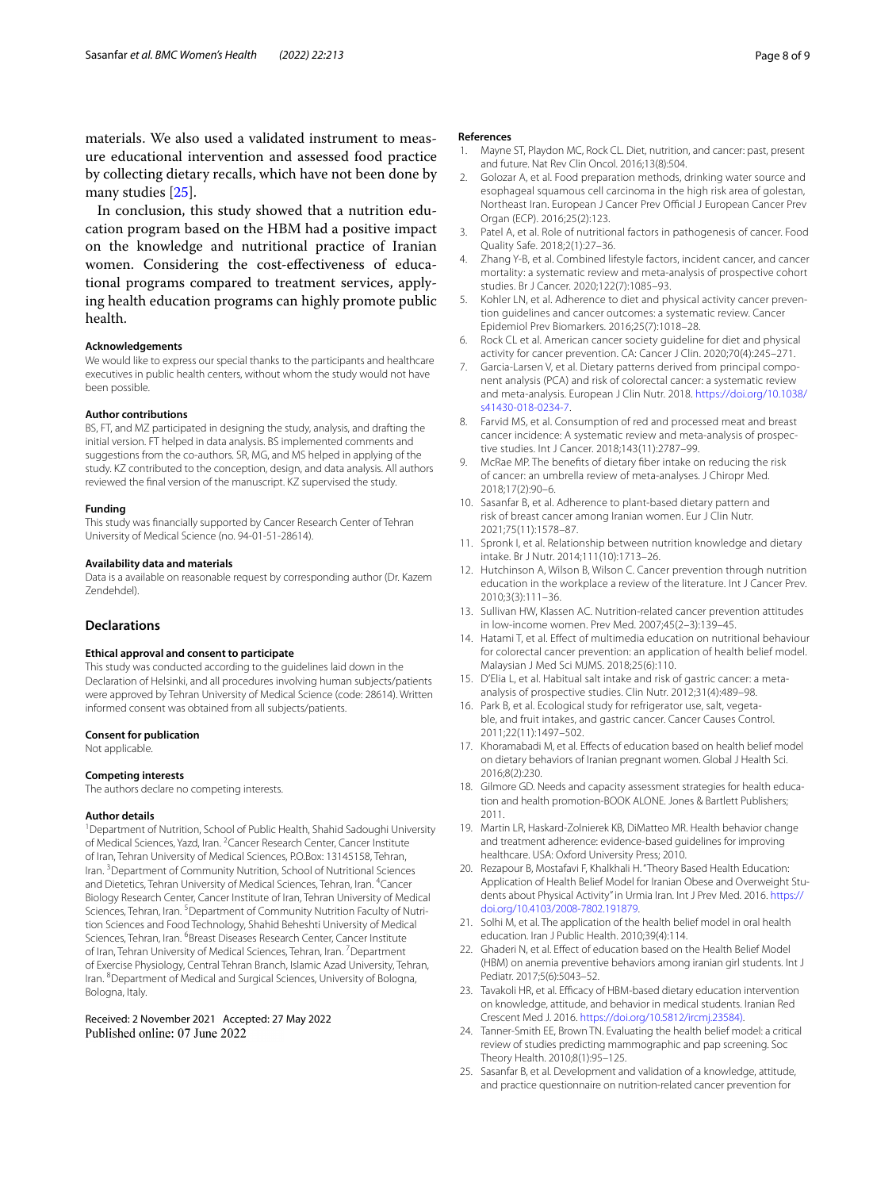materials. We also used a validated instrument to measure educational intervention and assessed food practice by collecting dietary recalls, which have not been done by many studies [25].

In conclusion, this study showed that a nutrition education program based on the HBM had a positive impact on the knowledge and nutritional practice of Iranian women. Considering the cost-effectiveness of educational programs compared to treatment services, applying health education programs can highly promote public health.

#### Acknowledgements

We would like to express our special thanks to the participants and healthcare executives in public health centers, without whom the study would not have been possible.

#### Author contributions

BS, FT, and MZ participated in designing the study, analysis, and drafting the initial version. FT helped in data analysis. BS implemented comments and suggestions from the co-authors. SR, MG, and MS helped in applying of the study. KZ contributed to the conception, design, and data analysis. All authors reviewed the final version of the manuscript. KZ supervised the study.

#### Funding

This study was financially supported by Cancer Research Center of Tehran University of Medical Science (no. 94-01-51-28614).

#### Availability data and materials

Data is a available on reasonable request by corresponding author (Dr. Kazem Zendehdel).

## Declarations

#### Ethical approval and consent to participate

This study was conducted according to the guidelines laid down in the Declaration of Helsinki, and all procedures involving human subjects/patients were approved by Tehran University of Medical Science (code: 28614). Written informed consent was obtained from all subjects/patients.

#### Consent for publication

Not applicable.

#### Competing interests

The authors declare no competing interests.

#### Author details

[1]Department of Nutrition, School of Public Health, Shahid Sadoughi University of Medical Sciences, Yazd, Iran. [2]Cancer Research Center, Cancer Institute of Iran, Tehran University of Medical Sciences, P.O.Box: 13145158, Tehran, Iran. [3]Department of Community Nutrition, School of Nutritional Sciences and Dietetics, Tehran University of Medical Sciences, Tehran, Iran. [4]Cancer Biology Research Center, Cancer Institute of Iran, Tehran University of Medical Sciences, Tehran, Iran. [5]Department of Community Nutrition Faculty of Nutrition Sciences and Food Technology, Shahid Beheshti University of Medical Sciences, Tehran, Iran. [6]Breast Diseases Research Center, Cancer Institute of Iran, Tehran University of Medical Sciences, Tehran, Iran. [7]Department of Exercise Physiology, Central Tehran Branch, Islamic Azad University, Tehran, Iran. [8]Department of Medical and Surgical Sciences, University of Bologna, Bologna, Italy.

Received: 2 November 2021 Accepted: 27 May 2022
Published online: 07 June 2022

#### References

1. Mayne ST, Playdon MC, Rock CL. Diet, nutrition, and cancer: past, present and future. Nat Rev Clin Oncol. 2016;13(8):504.
2. Golozar A, et al. Food preparation methods, drinking water source and esophageal squamous cell carcinoma in the high risk area of golestan, Northeast Iran. European J Cancer Prev Official J European Cancer Prev Organ (ECP). 2016;25(2):123.
3. Patel A, et al. Role of nutritional factors in pathogenesis of cancer. Food Quality Safe. 2018;2(1):27–36.
4. Zhang Y-B, et al. Combined lifestyle factors, incident cancer, and cancer mortality: a systematic review and meta-analysis of prospective cohort studies. Br J Cancer. 2020;122(7):1085–93.
5. Kohler LN, et al. Adherence to diet and physical activity cancer prevention guidelines and cancer outcomes: a systematic review. Cancer Epidemiol Prev Biomarkers. 2016;25(7):1018–28.
6. Rock CL et al. American cancer society guideline for diet and physical activity for cancer prevention. CA: Cancer J Clin. 2020;70(4):245–271.
7. Garcia-Larsen V, et al. Dietary patterns derived from principal component analysis (PCA) and risk of colorectal cancer: a systematic review and meta-analysis. European J Clin Nutr. 2018. https://doi.org/10.1038/s41430-018-0234-7.
8. Farvid MS, et al. Consumption of red and processed meat and breast cancer incidence: A systematic review and meta-analysis of prospective studies. Int J Cancer. 2018;143(11):2787–99.
9. McRae MP. The benefits of dietary fiber intake on reducing the risk of cancer: an umbrella review of meta-analyses. J Chiropr Med. 2018;17(2):90–6.
10. Sasanfar B, et al. Adherence to plant-based dietary pattern and risk of breast cancer among Iranian women. Eur J Clin Nutr. 2021;75(11):1578–87.
11. Spronk I, et al. Relationship between nutrition knowledge and dietary intake. Br J Nutr. 2014;111(10):1713–26.
12. Hutchinson A, Wilson B, Wilson C. Cancer prevention through nutrition education in the workplace a review of the literature. Int J Cancer Prev. 2010;3(3):111–36.
13. Sullivan HW, Klassen AC. Nutrition-related cancer prevention attitudes in low-income women. Prev Med. 2007;45(2–3):139–45.
14. Hatami T, et al. Effect of multimedia education on nutritional behaviour for colorectal cancer prevention: an application of health belief model. Malaysian J Med Sci MJMS. 2018;25(6):110.
15. D'Elia L, et al. Habitual salt intake and risk of gastric cancer: a meta-analysis of prospective studies. Clin Nutr. 2012;31(4):489–98.
16. Park B, et al. Ecological study for refrigerator use, salt, vegetable, and fruit intakes, and gastric cancer. Cancer Causes Control. 2011;22(11):1497–502.
17. Khoramabadi M, et al. Effects of education based on health belief model on dietary behaviors of Iranian pregnant women. Global J Health Sci. 2016;8(2):230.
18. Gilmore GD. Needs and capacity assessment strategies for health education and health promotion-BOOK ALONE. Jones & Bartlett Publishers; 2011.
19. Martin LR, Haskard-Zolnierek KB, DiMatteo MR. Health behavior change and treatment adherence: evidence-based guidelines for improving healthcare. USA: Oxford University Press; 2010.
20. Rezapour B, Mostafavi F, Khalkhali H. "Theory Based Health Education: Application of Health Belief Model for Iranian Obese and Overweight Students about Physical Activity" in Urmia Iran. Int J Prev Med. 2016. https://doi.org/10.4103/2008-7802.191879.
21. Solhi M, et al. The application of the health belief model in oral health education. Iran J Public Health. 2010;39(4):114.
22. Ghaderi N, et al. Effect of education based on the Health Belief Model (HBM) on anemia preventive behaviors among iranian girl students. Int J Pediatr. 2017;5(6):5043–52.
23. Tavakoli HR, et al. Efficacy of HBM-based dietary education intervention on knowledge, attitude, and behavior in medical students. Iranian Red Crescent Med J. 2016. https://doi.org/10.5812/ircmj.23584).
24. Tanner-Smith EE, Brown TN. Evaluating the health belief model: a critical review of studies predicting mammographic and pap screening. Soc Theory Health. 2010;8(1):95–125.
25. Sasanfar B, et al. Development and validation of a knowledge, attitude, and practice questionnaire on nutrition-related cancer prevention for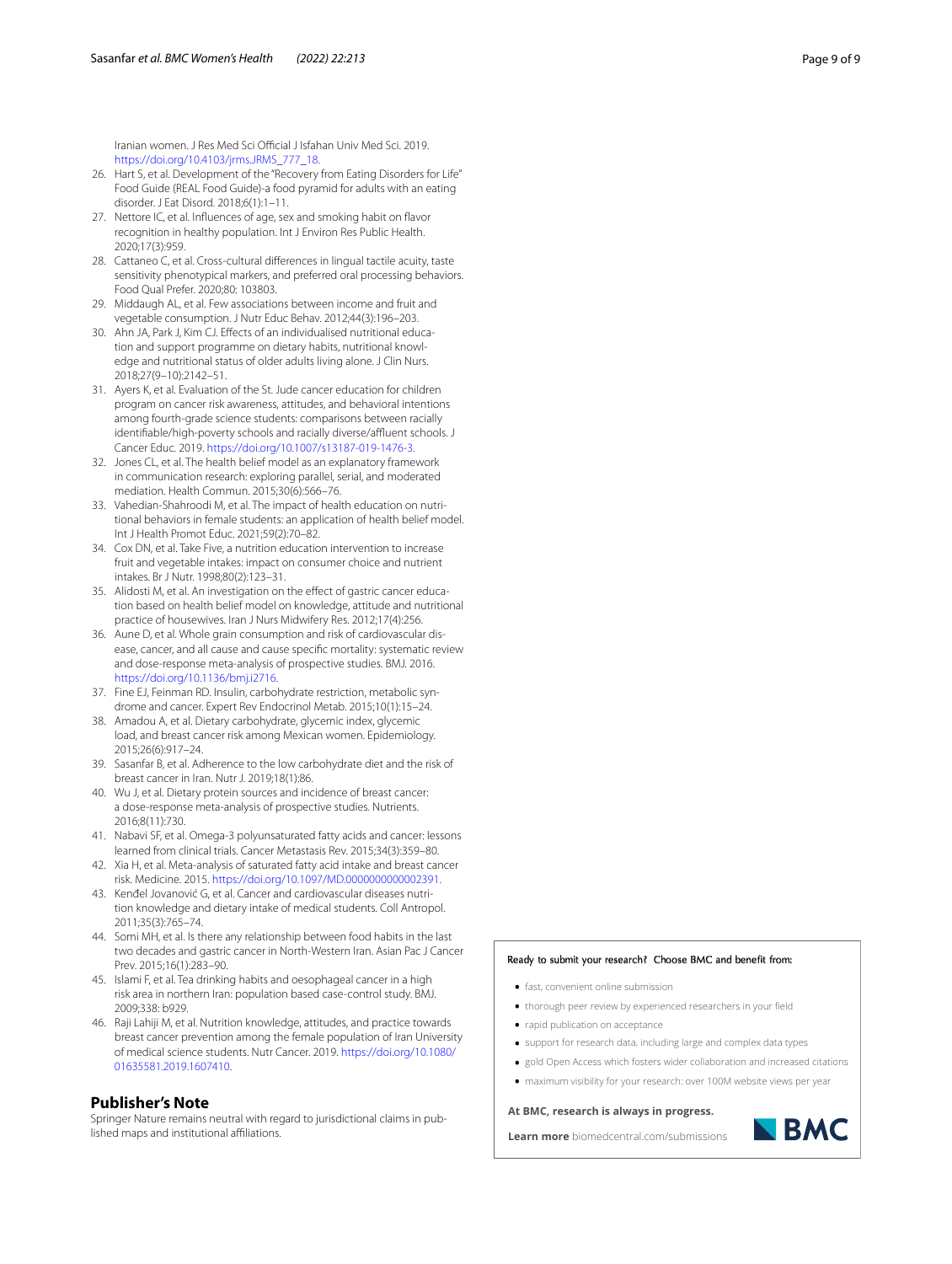Iranian women. J Res Med Sci Official J Isfahan Univ Med Sci. 2019. https://doi.org/10.4103/jrms.JRMS_777_18.

26. Hart S, et al. Development of the "Recovery from Eating Disorders for Life" Food Guide (REAL Food Guide)-a food pyramid for adults with an eating disorder. J Eat Disord. 2018;6(1):1–11.
27. Nettore IC, et al. Influences of age, sex and smoking habit on flavor recognition in healthy population. Int J Environ Res Public Health. 2020;17(3):959.
28. Cattaneo C, et al. Cross-cultural differences in lingual tactile acuity, taste sensitivity phenotypical markers, and preferred oral processing behaviors. Food Qual Prefer. 2020;80: 103803.
29. Middaugh AL, et al. Few associations between income and fruit and vegetable consumption. J Nutr Educ Behav. 2012;44(3):196–203.
30. Ahn JA, Park J, Kim CJ. Effects of an individualised nutritional education and support programme on dietary habits, nutritional knowledge and nutritional status of older adults living alone. J Clin Nurs. 2018;27(9–10):2142–51.
31. Ayers K, et al. Evaluation of the St. Jude cancer education for children program on cancer risk awareness, attitudes, and behavioral intentions among fourth-grade science students: comparisons between racially identifiable/high-poverty schools and racially diverse/affluent schools. J Cancer Educ. 2019. https://doi.org/10.1007/s13187-019-1476-3.
32. Jones CL, et al. The health belief model as an explanatory framework in communication research: exploring parallel, serial, and moderated mediation. Health Commun. 2015;30(6):566–76.
33. Vahedian-Shahroodi M, et al. The impact of health education on nutritional behaviors in female students: an application of health belief model. Int J Health Promot Educ. 2021;59(2):70–82.
34. Cox DN, et al. Take Five, a nutrition education intervention to increase fruit and vegetable intakes: impact on consumer choice and nutrient intakes. Br J Nutr. 1998;80(2):123–31.
35. Alidosti M, et al. An investigation on the effect of gastric cancer education based on health belief model on knowledge, attitude and nutritional practice of housewives. Iran J Nurs Midwifery Res. 2012;17(4):256.
36. Aune D, et al. Whole grain consumption and risk of cardiovascular disease, cancer, and all cause and cause specific mortality: systematic review and dose-response meta-analysis of prospective studies. BMJ. 2016. https://doi.org/10.1136/bmj.i2716.
37. Fine EJ, Feinman RD. Insulin, carbohydrate restriction, metabolic syndrome and cancer. Expert Rev Endocrinol Metab. 2015;10(1):15–24.
38. Amadou A, et al. Dietary carbohydrate, glycemic index, glycemic load, and breast cancer risk among Mexican women. Epidemiology. 2015;26(6):917–24.
39. Sasanfar B, et al. Adherence to the low carbohydrate diet and the risk of breast cancer in Iran. Nutr J. 2019;18(1):86.
40. Wu J, et al. Dietary protein sources and incidence of breast cancer: a dose-response meta-analysis of prospective studies. Nutrients. 2016;8(11):730.
41. Nabavi SF, et al. Omega-3 polyunsaturated fatty acids and cancer: lessons learned from clinical trials. Cancer Metastasis Rev. 2015;34(3):359–80.
42. Xia H, et al. Meta-analysis of saturated fatty acid intake and breast cancer risk. Medicine. 2015. https://doi.org/10.1097/MD.0000000000002391.
43. Kenđel Jovanović G, et al. Cancer and cardiovascular diseases nutrition knowledge and dietary intake of medical students. Coll Antropol. 2011;35(3):765–74.
44. Somi MH, et al. Is there any relationship between food habits in the last two decades and gastric cancer in North-Western Iran. Asian Pac J Cancer Prev. 2015;16(1):283–90.
45. Islami F, et al. Tea drinking habits and oesophageal cancer in a high risk area in northern Iran: population based case-control study. BMJ. 2009;338: b929.
46. Raji Lahiji M, et al. Nutrition knowledge, attitudes, and practice towards breast cancer prevention among the female population of Iran University of medical science students. Nutr Cancer. 2019. https://doi.org/10.1080/01635581.2019.1607410.

## Publisher's Note

Springer Nature remains neutral with regard to jurisdictional claims in published maps and institutional affiliations.

Ready to submit your research? Choose BMC and benefit from:

- fast, convenient online submission
- thorough peer review by experienced researchers in your field
- rapid publication on acceptance
- support for research data, including large and complex data types
- gold Open Access which fosters wider collaboration and increased citations
- maximum visibility for your research: over 100M website views per year

**At BMC, research is always in progress.**

**Learn more** biomedcentral.com/submissions

BMC